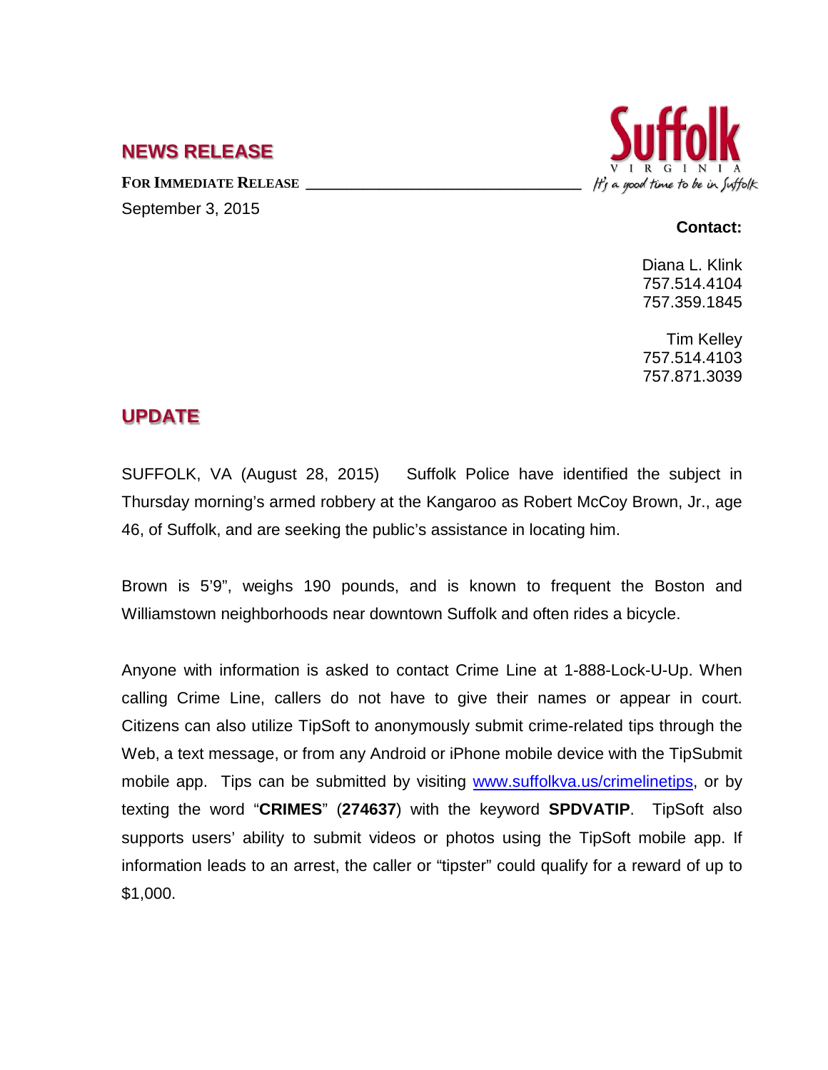## NEWS RELEASE

**FOR IMMEDIATE RELEASE**

September 3, 2015

Suffolk
VIRGINIA
It's a good time to be in Suffolk

**Contact:**

Diana L. Klink
757.514.4104
757.359.1845

Tim Kelley
757.514.4103
757.871.3039

## UPDATE

SUFFOLK, VA (August 28, 2015) Suffolk Police have identified the subject in Thursday morning's armed robbery at the Kangaroo as Robert McCoy Brown, Jr., age 46, of Suffolk, and are seeking the public's assistance in locating him.

Brown is 5'9", weighs 190 pounds, and is known to frequent the Boston and Williamstown neighborhoods near downtown Suffolk and often rides a bicycle.

Anyone with information is asked to contact Crime Line at 1-888-Lock-U-Up. When calling Crime Line, callers do not have to give their names or appear in court. Citizens can also utilize TipSoft to anonymously submit crime-related tips through the Web, a text message, or from any Android or iPhone mobile device with the TipSubmit mobile app. Tips can be submitted by visiting www.suffolkva.us/crimelinetips, or by texting the word "**CRIMES**" (**274637**) with the keyword **SPDVATIP**. TipSoft also supports users' ability to submit videos or photos using the TipSoft mobile app. If information leads to an arrest, the caller or "tipster" could qualify for a reward of up to $1,000.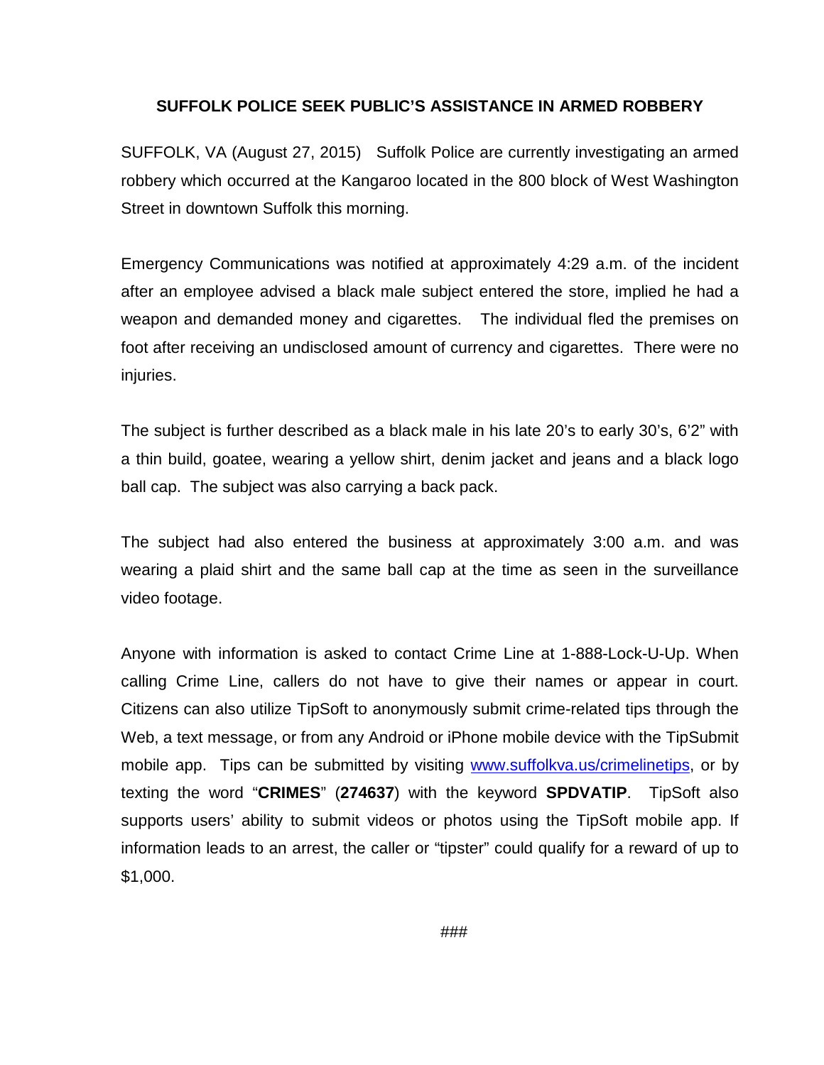# SUFFOLK POLICE SEEK PUBLIC'S ASSISTANCE IN ARMED ROBBERY

SUFFOLK, VA (August 27, 2015) Suffolk Police are currently investigating an armed robbery which occurred at the Kangaroo located in the 800 block of West Washington Street in downtown Suffolk this morning.

Emergency Communications was notified at approximately 4:29 a.m. of the incident after an employee advised a black male subject entered the store, implied he had a weapon and demanded money and cigarettes. The individual fled the premises on foot after receiving an undisclosed amount of currency and cigarettes. There were no injuries.

The subject is further described as a black male in his late 20's to early 30's, 6'2" with a thin build, goatee, wearing a yellow shirt, denim jacket and jeans and a black logo ball cap. The subject was also carrying a back pack.

The subject had also entered the business at approximately 3:00 a.m. and was wearing a plaid shirt and the same ball cap at the time as seen in the surveillance video footage.

Anyone with information is asked to contact Crime Line at 1-888-Lock-U-Up. When calling Crime Line, callers do not have to give their names or appear in court. Citizens can also utilize TipSoft to anonymously submit crime-related tips through the Web, a text message, or from any Android or iPhone mobile device with the TipSubmit mobile app. Tips can be submitted by visiting www.suffolkva.us/crimelinetips, or by texting the word "**CRIMES**" (**274637**) with the keyword **SPDVATIP**. TipSoft also supports users' ability to submit videos or photos using the TipSoft mobile app. If information leads to an arrest, the caller or "tipster" could qualify for a reward of up to $1,000.

###